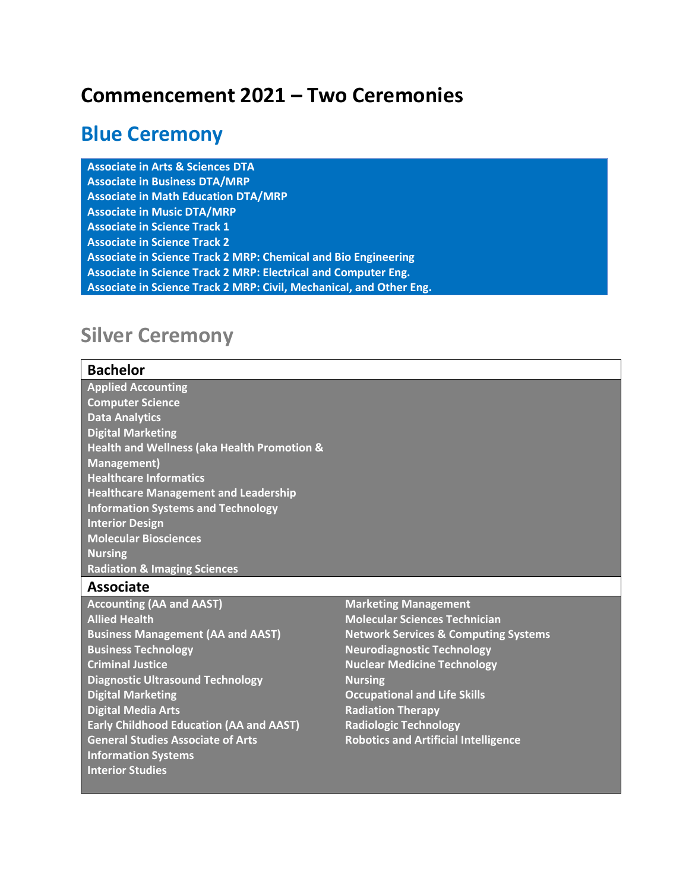# Commencement 2021 – Two Ceremonies

## Blue Ceremony

**Associate in Arts & Sciences DTA**
**Associate in Business DTA/MRP**
**Associate in Math Education DTA/MRP**
**Associate in Music DTA/MRP**
**Associate in Science Track 1**
**Associate in Science Track 2**
**Associate in Science Track 2 MRP: Chemical and Bio Engineering**
**Associate in Science Track 2 MRP: Electrical and Computer Eng.**
**Associate in Science Track 2 MRP: Civil, Mechanical, and Other Eng.**

## Silver Ceremony

### Bachelor

**Applied Accounting**
**Computer Science**
**Data Analytics**
**Digital Marketing**
**Health and Wellness (aka Health Promotion & Management)**
**Healthcare Informatics**
**Healthcare Management and Leadership**
**Information Systems and Technology**
**Interior Design**
**Molecular Biosciences**
**Nursing**
**Radiation & Imaging Sciences**

### Associate

**Accounting (AA and AAST)**
**Allied Health**
**Business Management (AA and AAST)**
**Business Technology**
**Criminal Justice**
**Diagnostic Ultrasound Technology**
**Digital Marketing**
**Digital Media Arts**
**Early Childhood Education (AA and AAST)**
**General Studies Associate of Arts**
**Information Systems**
**Interior Studies**
**Marketing Management**
**Molecular Sciences Technician**
**Network Services & Computing Systems**
**Neurodiagnostic Technology**
**Nuclear Medicine Technology**
**Nursing**
**Occupational and Life Skills**
**Radiation Therapy**
**Radiologic Technology**
**Robotics and Artificial Intelligence**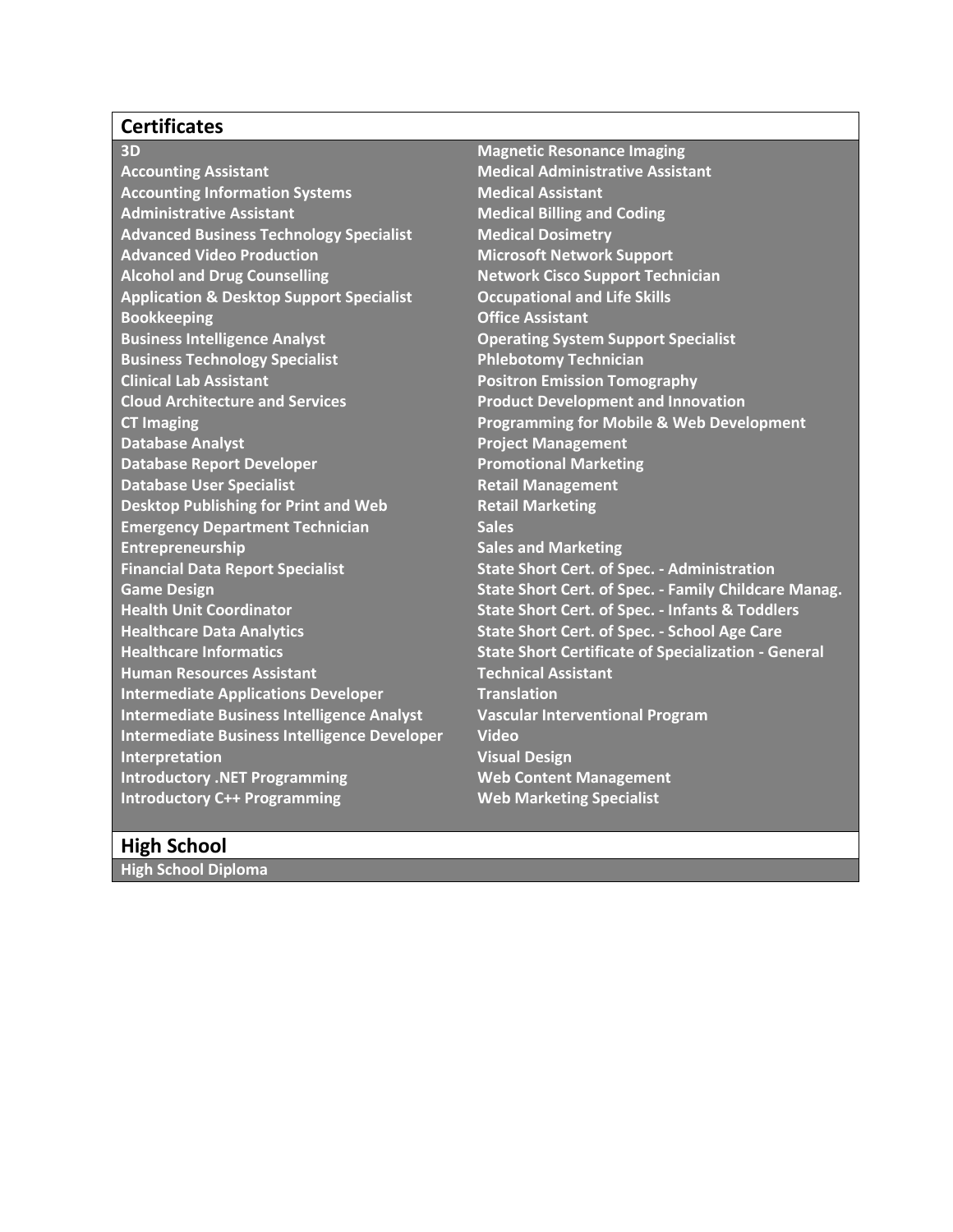## Certificates

- 3D
- Accounting Assistant
- Accounting Information Systems
- Administrative Assistant
- Advanced Business Technology Specialist
- Advanced Video Production
- Alcohol and Drug Counselling
- Application & Desktop Support Specialist
- Bookkeeping
- Business Intelligence Analyst
- Business Technology Specialist
- Clinical Lab Assistant
- Cloud Architecture and Services
- CT Imaging
- Database Analyst
- Database Report Developer
- Database User Specialist
- Desktop Publishing for Print and Web
- Emergency Department Technician
- Entrepreneurship
- Financial Data Report Specialist
- Game Design
- Health Unit Coordinator
- Healthcare Data Analytics
- Healthcare Informatics
- Human Resources Assistant
- Intermediate Applications Developer
- Intermediate Business Intelligence Analyst
- Intermediate Business Intelligence Developer
- Interpretation
- Introductory .NET Programming
- Introductory C++ Programming
- Magnetic Resonance Imaging
- Medical Administrative Assistant
- Medical Assistant
- Medical Billing and Coding
- Medical Dosimetry
- Microsoft Network Support
- Network Cisco Support Technician
- Occupational and Life Skills
- Office Assistant
- Operating System Support Specialist
- Phlebotomy Technician
- Positron Emission Tomography
- Product Development and Innovation
- Programming for Mobile & Web Development
- Project Management
- Promotional Marketing
- Retail Management
- Retail Marketing
- Sales
- Sales and Marketing
- State Short Cert. of Spec. - Administration
- State Short Cert. of Spec. - Family Childcare Manag.
- State Short Cert. of Spec. - Infants & Toddlers
- State Short Cert. of Spec. - School Age Care
- State Short Certificate of Specialization - General
- Technical Assistant
- Translation
- Vascular Interventional Program
- Video
- Visual Design
- Web Content Management
- Web Marketing Specialist

## High School

- High School Diploma